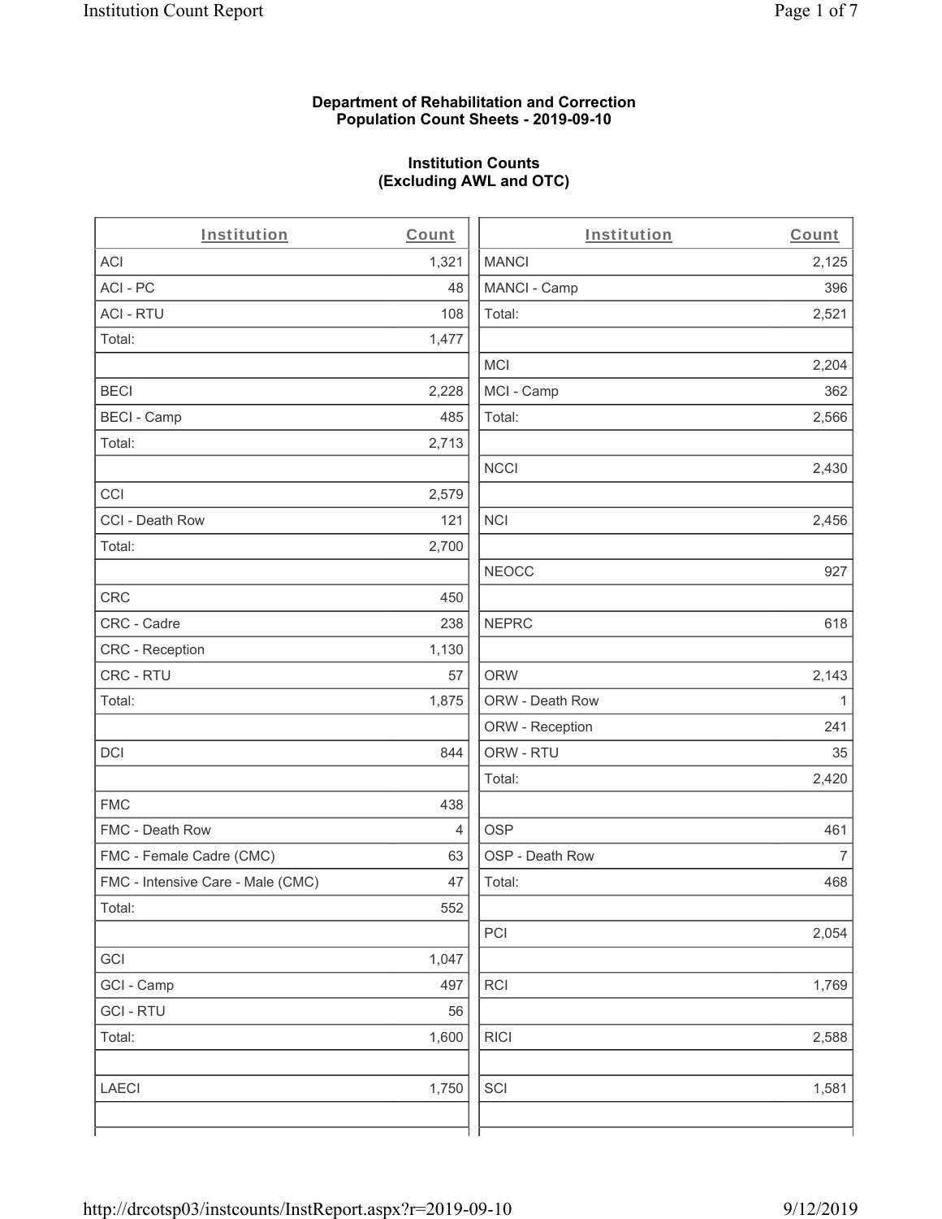**Department of Rehabilitation and Correction**
**Population Count Sheets - 2019-09-10**

**Institution Counts**
**(Excluding AWL and OTC)**

| Institution | Count | Institution | Count |
|---|---|---|---|
| ACI | 1,321 | MANCI | 2,125 |
| ACI - PC | 48 | MANCI - Camp | 396 |
| ACI - RTU | 108 | Total: | 2,521 |
| Total: | 1,477 | | |
| | | MCI | 2,204 |
| BECI | 2,228 | MCI - Camp | 362 |
| BECI - Camp | 485 | Total: | 2,566 |
| Total: | 2,713 | | |
| | | NCCI | 2,430 |
| CCI | 2,579 | | |
| CCI - Death Row | 121 | NCI | 2,456 |
| Total: | 2,700 | | |
| | | NEOCC | 927 |
| CRC | 450 | | |
| CRC - Cadre | 238 | NEPRC | 618 |
| CRC - Reception | 1,130 | | |
| CRC - RTU | 57 | ORW | 2,143 |
| Total: | 1,875 | ORW - Death Row | 1 |
| | | ORW - Reception | 241 |
| DCI | 844 | ORW - RTU | 35 |
| | | Total: | 2,420 |
| FMC | 438 | | |
| FMC - Death Row | 4 | OSP | 461 |
| FMC - Female Cadre (CMC) | 63 | OSP - Death Row | 7 |
| FMC - Intensive Care - Male (CMC) | 47 | Total: | 468 |
| Total: | 552 | | |
| | | PCI | 2,054 |
| GCI | 1,047 | | |
| GCI - Camp | 497 | RCI | 1,769 |
| GCI - RTU | 56 | | |
| Total: | 1,600 | RICI | 2,588 |
| | | | |
| LAECI | 1,750 | SCI | 1,581 |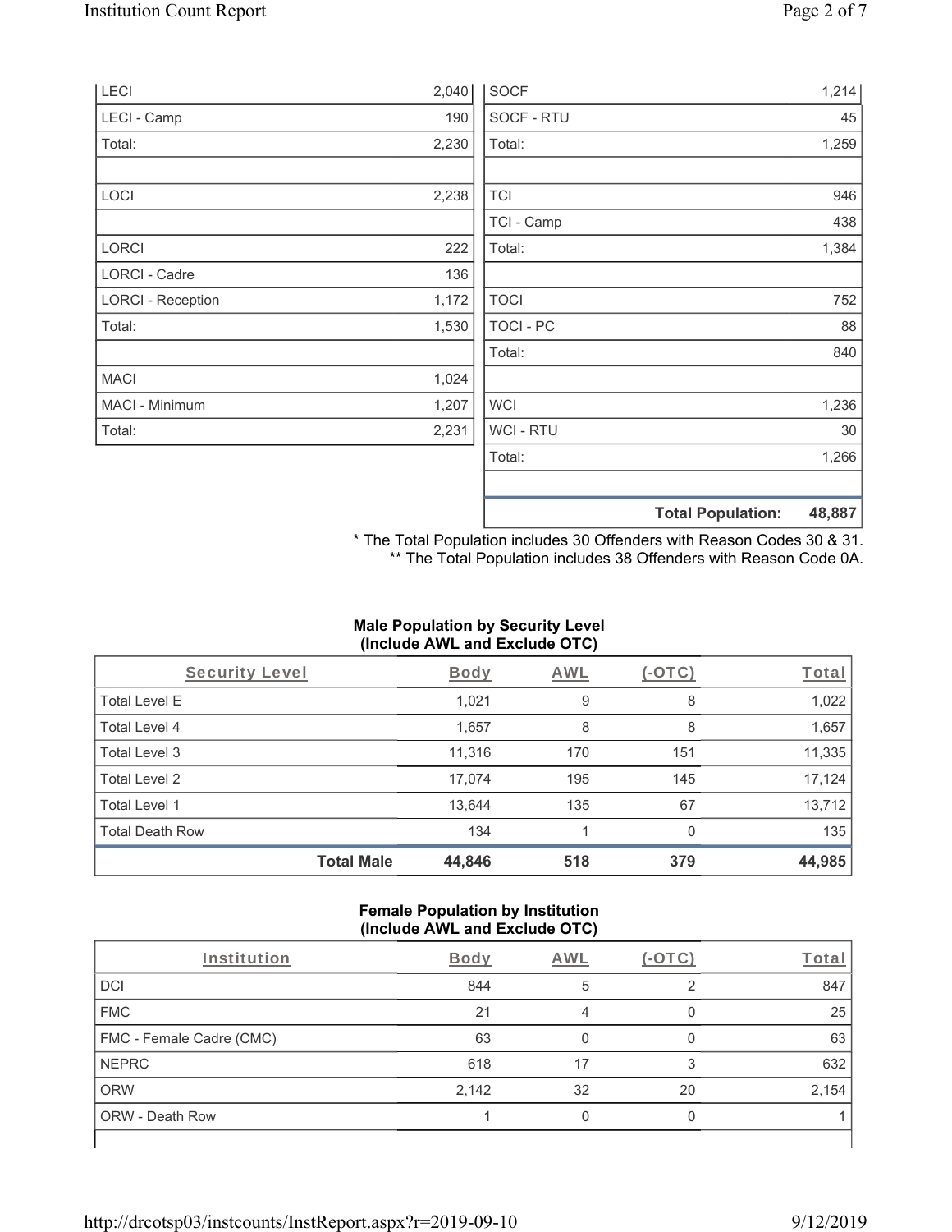| | |
|---|---|
| LECI | 2,040 |
| LECI - Camp | 190 |
| Total: | 2,230 |
| | |
| LOCI | 2,238 |
| | |
| LORCI | 222 |
| LORCI - Cadre | 136 |
| LORCI - Reception | 1,172 |
| Total: | 1,530 |
| | |
| MACI | 1,024 |
| MACI - Minimum | 1,207 |
| Total: | 2,231 |

| | |
|---|---|
| SOCF | 1,214 |
| SOCF - RTU | 45 |
| Total: | 1,259 |
| | |
| TCI | 946 |
| TCI - Camp | 438 |
| Total: | 1,384 |
| | |
| TOCI | 752 |
| TOCI - PC | 88 |
| Total: | 840 |
| | |
| WCI | 1,236 |
| WCI - RTU | 30 |
| Total: | 1,266 |
| | |
| **Total Population:** | **48,887** |

\* The Total Population includes 30 Offenders with Reason Codes 30 & 31.
\*\* The Total Population includes 38 Offenders with Reason Code 0A.

### Male Population by Security Level (Include AWL and Exclude OTC)

| Security Level | Body | AWL | (-OTC) | Total |
|---|---|---|---|---|
| Total Level E | 1,021 | 9 | 8 | 1,022 |
| Total Level 4 | 1,657 | 8 | 8 | 1,657 |
| Total Level 3 | 11,316 | 170 | 151 | 11,335 |
| Total Level 2 | 17,074 | 195 | 145 | 17,124 |
| Total Level 1 | 13,644 | 135 | 67 | 13,712 |
| Total Death Row | 134 | 1 | 0 | 135 |
| **Total Male** | **44,846** | **518** | **379** | **44,985** |

### Female Population by Institution (Include AWL and Exclude OTC)

| Institution | Body | AWL | (-OTC) | Total |
|---|---|---|---|---|
| DCI | 844 | 5 | 2 | 847 |
| FMC | 21 | 4 | 0 | 25 |
| FMC - Female Cadre (CMC) | 63 | 0 | 0 | 63 |
| NEPRC | 618 | 17 | 3 | 632 |
| ORW | 2,142 | 32 | 20 | 2,154 |
| ORW - Death Row | 1 | 0 | 0 | 1 |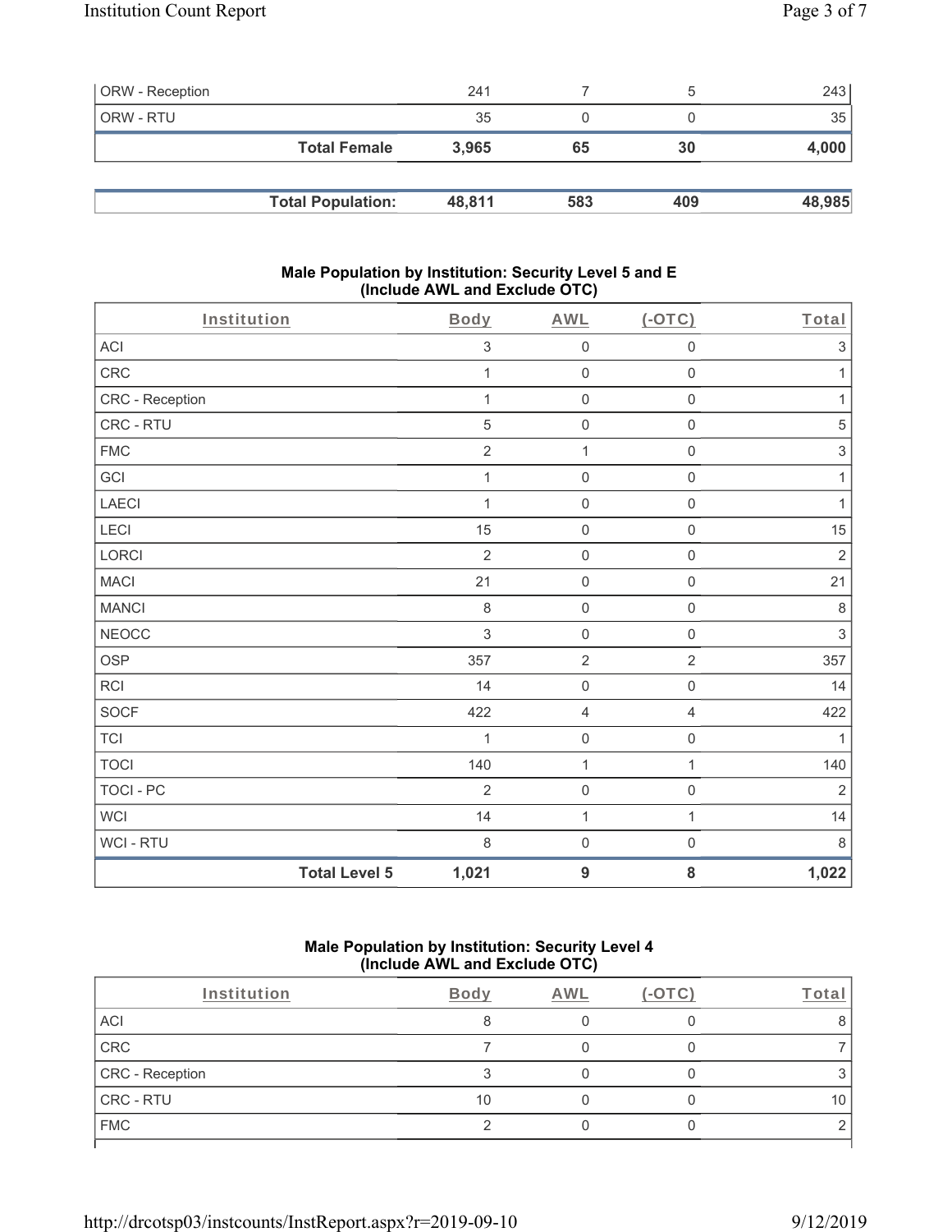| ORW - Reception | 241 | 7 | 5 | 243 |
|---|---|---|---|---|
| ORW - RTU | 35 | 0 | 0 | 35 |
| **Total Female** | **3,965** | **65** | **30** | **4,000** |

| **Total Population:** | **48,811** | **583** | **409** | **48,985** |
|---|---|---|---|---|

### Male Population by Institution: Security Level 5 and E (Include AWL and Exclude OTC)

| Institution | Body | AWL | (-OTC) | Total |
|---|---|---|---|---|
| ACI | 3 | 0 | 0 | 3 |
| CRC | 1 | 0 | 0 | 1 |
| CRC - Reception | 1 | 0 | 0 | 1 |
| CRC - RTU | 5 | 0 | 0 | 5 |
| FMC | 2 | 1 | 0 | 3 |
| GCI | 1 | 0 | 0 | 1 |
| LAECI | 1 | 0 | 0 | 1 |
| LECI | 15 | 0 | 0 | 15 |
| LORCI | 2 | 0 | 0 | 2 |
| MACI | 21 | 0 | 0 | 21 |
| MANCI | 8 | 0 | 0 | 8 |
| NEOCC | 3 | 0 | 0 | 3 |
| OSP | 357 | 2 | 2 | 357 |
| RCI | 14 | 0 | 0 | 14 |
| SOCF | 422 | 4 | 4 | 422 |
| TCI | 1 | 0 | 0 | 1 |
| TOCI | 140 | 1 | 1 | 140 |
| TOCI - PC | 2 | 0 | 0 | 2 |
| WCI | 14 | 1 | 1 | 14 |
| WCI - RTU | 8 | 0 | 0 | 8 |
| **Total Level 5** | **1,021** | **9** | **8** | **1,022** |

### Male Population by Institution: Security Level 4 (Include AWL and Exclude OTC)

| Institution | Body | AWL | (-OTC) | Total |
|---|---|---|---|---|
| ACI | 8 | 0 | 0 | 8 |
| CRC | 7 | 0 | 0 | 7 |
| CRC - Reception | 3 | 0 | 0 | 3 |
| CRC - RTU | 10 | 0 | 0 | 10 |
| FMC | 2 | 0 | 0 | 2 |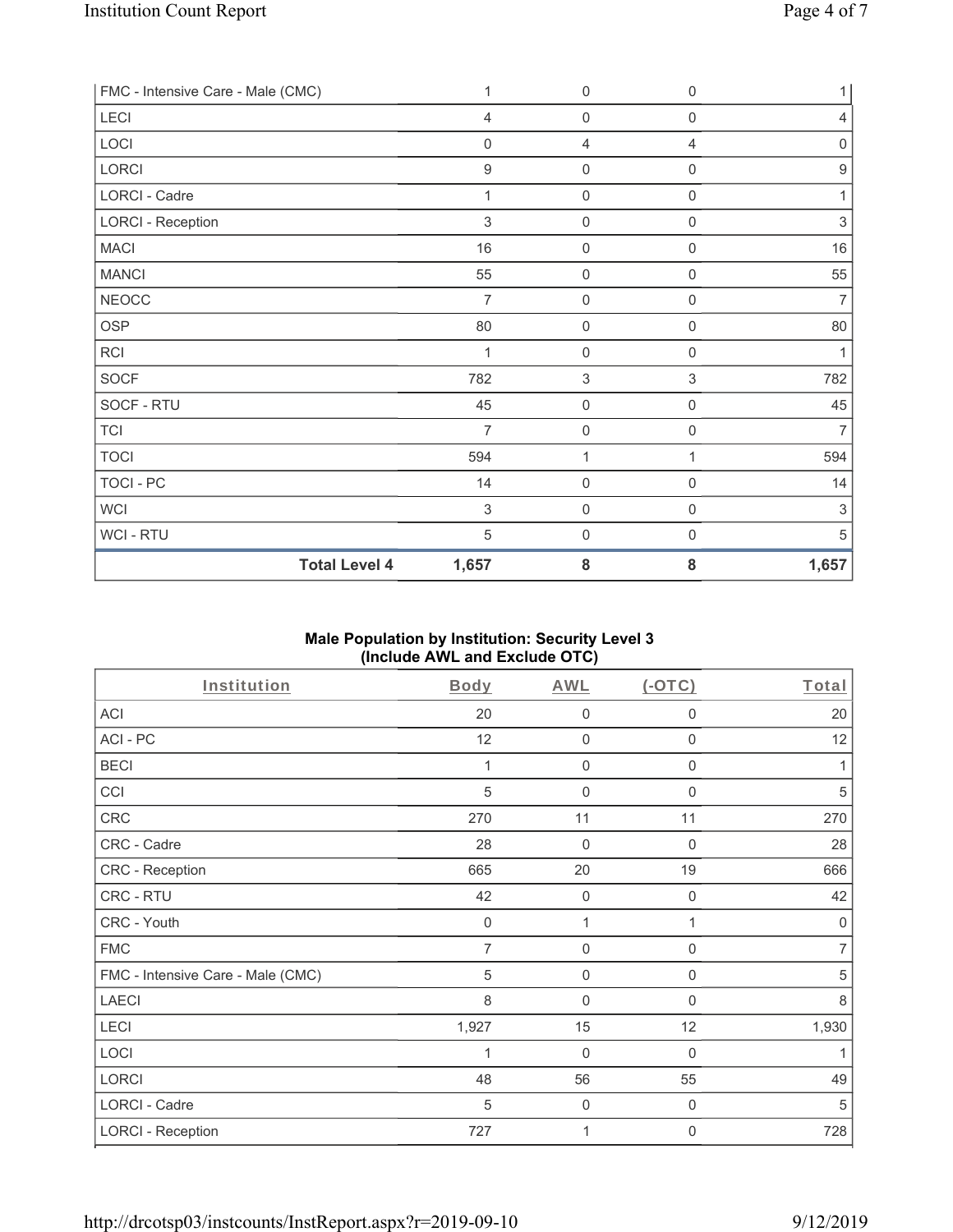| FMC - Intensive Care - Male (CMC) | 1 | 0 | 0 | 1 |
|---|---|---|---|---|
| LECI | 4 | 0 | 0 | 4 |
| LOCI | 0 | 4 | 4 | 0 |
| LORCI | 9 | 0 | 0 | 9 |
| LORCI - Cadre | 1 | 0 | 0 | 1 |
| LORCI - Reception | 3 | 0 | 0 | 3 |
| MACI | 16 | 0 | 0 | 16 |
| MANCI | 55 | 0 | 0 | 55 |
| NEOCC | 7 | 0 | 0 | 7 |
| OSP | 80 | 0 | 0 | 80 |
| RCI | 1 | 0 | 0 | 1 |
| SOCF | 782 | 3 | 3 | 782 |
| SOCF - RTU | 45 | 0 | 0 | 45 |
| TCI | 7 | 0 | 0 | 7 |
| TOCI | 594 | 1 | 1 | 594 |
| TOCI - PC | 14 | 0 | 0 | 14 |
| WCI | 3 | 0 | 0 | 3 |
| WCI - RTU | 5 | 0 | 0 | 5 |
| **Total Level 4** | **1,657** | **8** | **8** | **1,657** |

**Male Population by Institution: Security Level 3 (Include AWL and Exclude OTC)**

| Institution | Body | AWL | (-OTC) | Total |
|---|---|---|---|---|
| ACI | 20 | 0 | 0 | 20 |
| ACI - PC | 12 | 0 | 0 | 12 |
| BECI | 1 | 0 | 0 | 1 |
| CCI | 5 | 0 | 0 | 5 |
| CRC | 270 | 11 | 11 | 270 |
| CRC - Cadre | 28 | 0 | 0 | 28 |
| CRC - Reception | 665 | 20 | 19 | 666 |
| CRC - RTU | 42 | 0 | 0 | 42 |
| CRC - Youth | 0 | 1 | 1 | 0 |
| FMC | 7 | 0 | 0 | 7 |
| FMC - Intensive Care - Male (CMC) | 5 | 0 | 0 | 5 |
| LAECI | 8 | 0 | 0 | 8 |
| LECI | 1,927 | 15 | 12 | 1,930 |
| LOCI | 1 | 0 | 0 | 1 |
| LORCI | 48 | 56 | 55 | 49 |
| LORCI - Cadre | 5 | 0 | 0 | 5 |
| LORCI - Reception | 727 | 1 | 0 | 728 |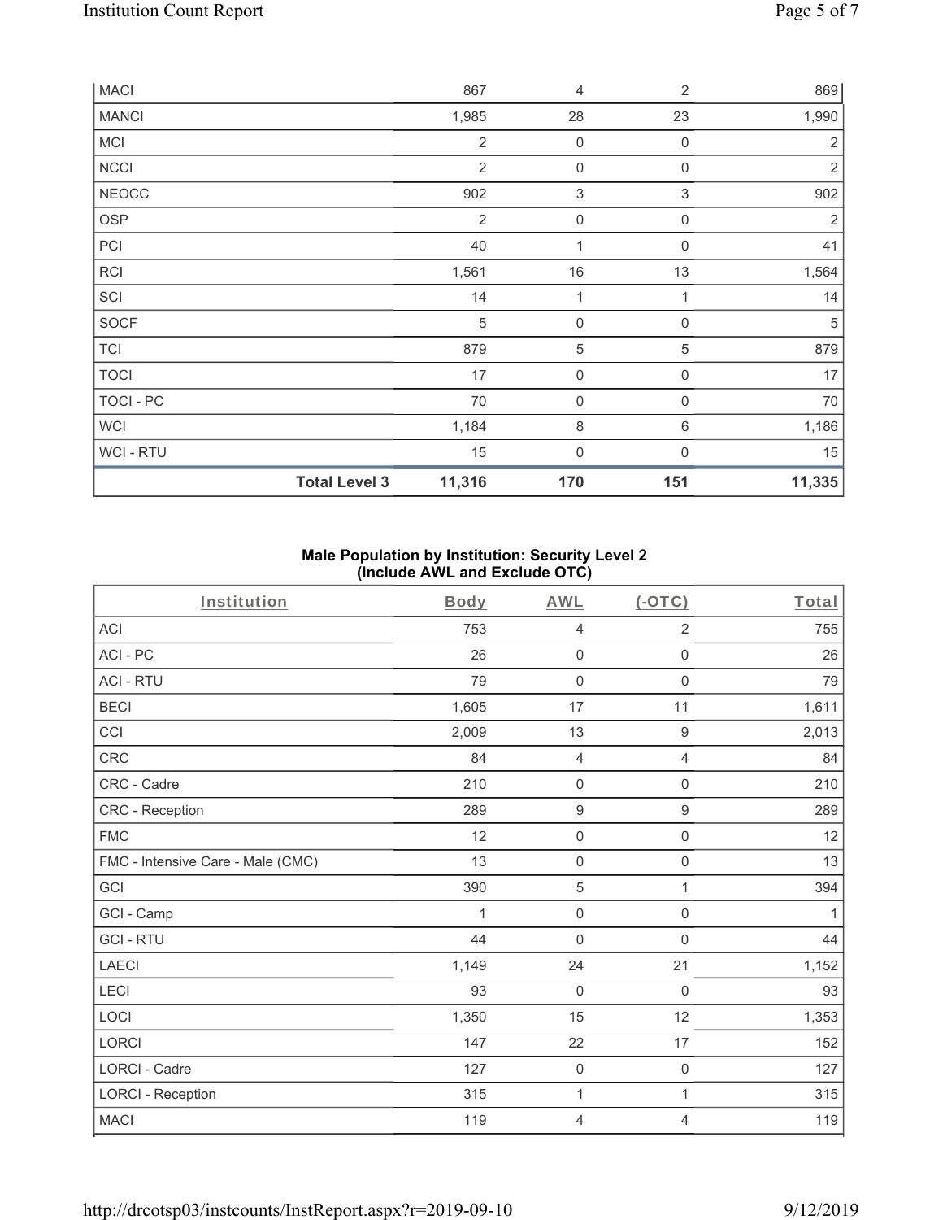| MACI | 867 | 4 | 2 | 869 |
|---|---|---|---|---|
| MANCI | 1,985 | 28 | 23 | 1,990 |
| MCI | 2 | 0 | 0 | 2 |
| NCCI | 2 | 0 | 0 | 2 |
| NEOCC | 902 | 3 | 3 | 902 |
| OSP | 2 | 0 | 0 | 2 |
| PCI | 40 | 1 | 0 | 41 |
| RCI | 1,561 | 16 | 13 | 1,564 |
| SCI | 14 | 1 | 1 | 14 |
| SOCF | 5 | 0 | 0 | 5 |
| TCI | 879 | 5 | 5 | 879 |
| TOCI | 17 | 0 | 0 | 17 |
| TOCI - PC | 70 | 0 | 0 | 70 |
| WCI | 1,184 | 8 | 6 | 1,186 |
| WCI - RTU | 15 | 0 | 0 | 15 |
| **Total Level 3** | **11,316** | **170** | **151** | **11,335** |

## Male Population by Institution: Security Level 2 (Include AWL and Exclude OTC)

| Institution | Body | AWL | (-OTC) | Total |
|---|---|---|---|---|
| ACI | 753 | 4 | 2 | 755 |
| ACI - PC | 26 | 0 | 0 | 26 |
| ACI - RTU | 79 | 0 | 0 | 79 |
| BECI | 1,605 | 17 | 11 | 1,611 |
| CCI | 2,009 | 13 | 9 | 2,013 |
| CRC | 84 | 4 | 4 | 84 |
| CRC - Cadre | 210 | 0 | 0 | 210 |
| CRC - Reception | 289 | 9 | 9 | 289 |
| FMC | 12 | 0 | 0 | 12 |
| FMC - Intensive Care - Male (CMC) | 13 | 0 | 0 | 13 |
| GCI | 390 | 5 | 1 | 394 |
| GCI - Camp | 1 | 0 | 0 | 1 |
| GCI - RTU | 44 | 0 | 0 | 44 |
| LAECI | 1,149 | 24 | 21 | 1,152 |
| LECI | 93 | 0 | 0 | 93 |
| LOCI | 1,350 | 15 | 12 | 1,353 |
| LORCI | 147 | 22 | 17 | 152 |
| LORCI - Cadre | 127 | 0 | 0 | 127 |
| LORCI - Reception | 315 | 1 | 1 | 315 |
| MACI | 119 | 4 | 4 | 119 |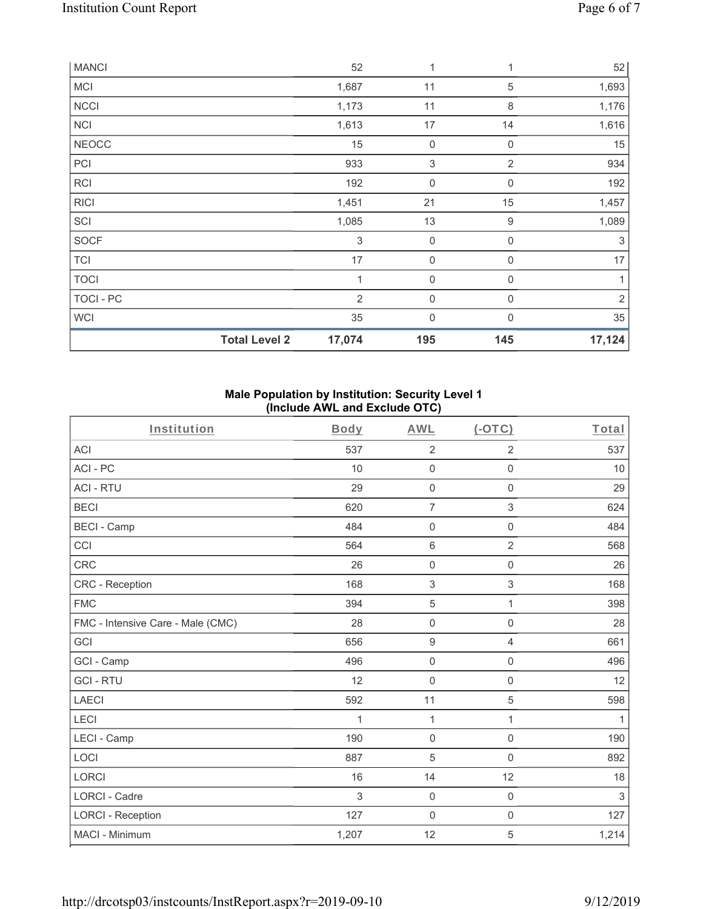| MANCI | | 52 | 1 | 1 | 52 |
|---|---|---|---|---|---|
| MCI | | 1,687 | 11 | 5 | 1,693 |
| NCCI | | 1,173 | 11 | 8 | 1,176 |
| NCI | | 1,613 | 17 | 14 | 1,616 |
| NEOCC | | 15 | 0 | 0 | 15 |
| PCI | | 933 | 3 | 2 | 934 |
| RCI | | 192 | 0 | 0 | 192 |
| RICI | | 1,451 | 21 | 15 | 1,457 |
| SCI | | 1,085 | 13 | 9 | 1,089 |
| SOCF | | 3 | 0 | 0 | 3 |
| TCI | | 17 | 0 | 0 | 17 |
| TOCI | | 1 | 0 | 0 | 1 |
| TOCI - PC | | 2 | 0 | 0 | 2 |
| WCI | | 35 | 0 | 0 | 35 |
| | **Total Level 2** | **17,074** | **195** | **145** | **17,124** |

**Male Population by Institution: Security Level 1**
**(Include AWL and Exclude OTC)**

| Institution | Body | AWL | (-OTC) | Total |
|---|---|---|---|---|
| ACI | 537 | 2 | 2 | 537 |
| ACI - PC | 10 | 0 | 0 | 10 |
| ACI - RTU | 29 | 0 | 0 | 29 |
| BECI | 620 | 7 | 3 | 624 |
| BECI - Camp | 484 | 0 | 0 | 484 |
| CCI | 564 | 6 | 2 | 568 |
| CRC | 26 | 0 | 0 | 26 |
| CRC - Reception | 168 | 3 | 3 | 168 |
| FMC | 394 | 5 | 1 | 398 |
| FMC - Intensive Care - Male (CMC) | 28 | 0 | 0 | 28 |
| GCI | 656 | 9 | 4 | 661 |
| GCI - Camp | 496 | 0 | 0 | 496 |
| GCI - RTU | 12 | 0 | 0 | 12 |
| LAECI | 592 | 11 | 5 | 598 |
| LECI | 1 | 1 | 1 | 1 |
| LECI - Camp | 190 | 0 | 0 | 190 |
| LOCI | 887 | 5 | 0 | 892 |
| LORCI | 16 | 14 | 12 | 18 |
| LORCI - Cadre | 3 | 0 | 0 | 3 |
| LORCI - Reception | 127 | 0 | 0 | 127 |
| MACI - Minimum | 1,207 | 12 | 5 | 1,214 |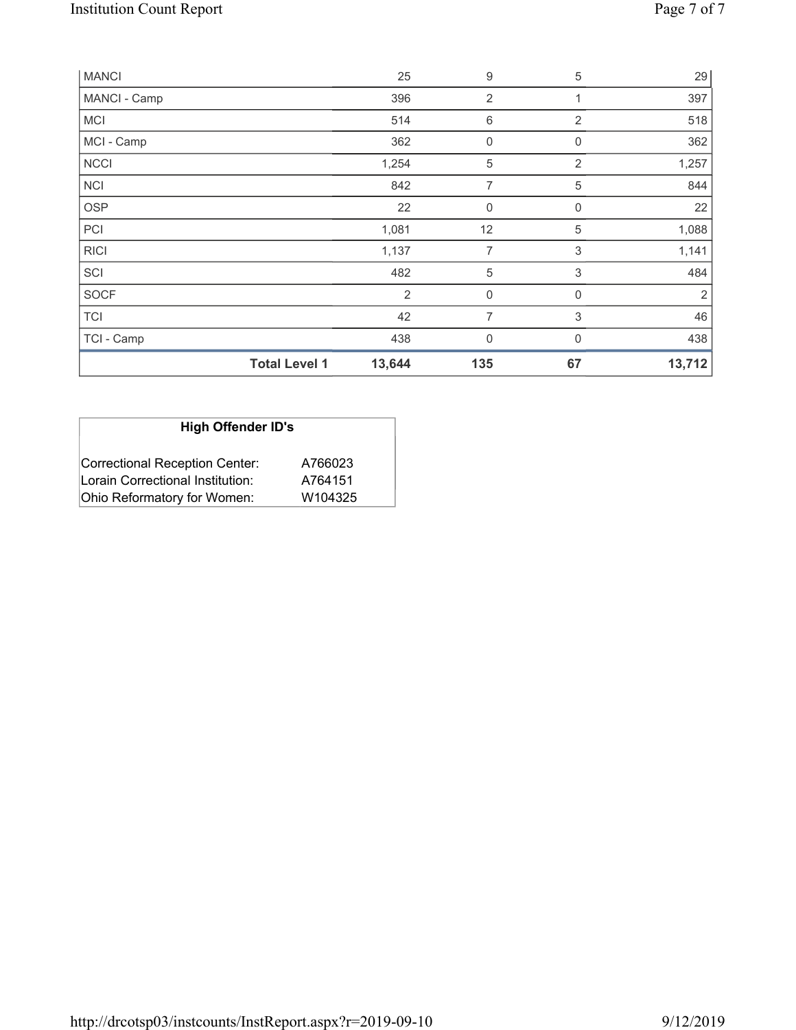| | | | | |
|---|---|---|---|---|
| MANCI | 25 | 9 | 5 | 29 |
| MANCI - Camp | 396 | 2 | 1 | 397 |
| MCI | 514 | 6 | 2 | 518 |
| MCI - Camp | 362 | 0 | 0 | 362 |
| NCCI | 1,254 | 5 | 2 | 1,257 |
| NCI | 842 | 7 | 5 | 844 |
| OSP | 22 | 0 | 0 | 22 |
| PCI | 1,081 | 12 | 5 | 1,088 |
| RICI | 1,137 | 7 | 3 | 1,141 |
| SCI | 482 | 5 | 3 | 484 |
| SOCF | 2 | 0 | 0 | 2 |
| TCI | 42 | 7 | 3 | 46 |
| TCI - Camp | 438 | 0 | 0 | 438 |
| **Total Level 1** | **13,644** | **135** | **67** | **13,712** |

| High Offender ID's | |
|---|---|
| Correctional Reception Center: | A766023 |
| Lorain Correctional Institution: | A764151 |
| Ohio Reformatory for Women: | W104325 |